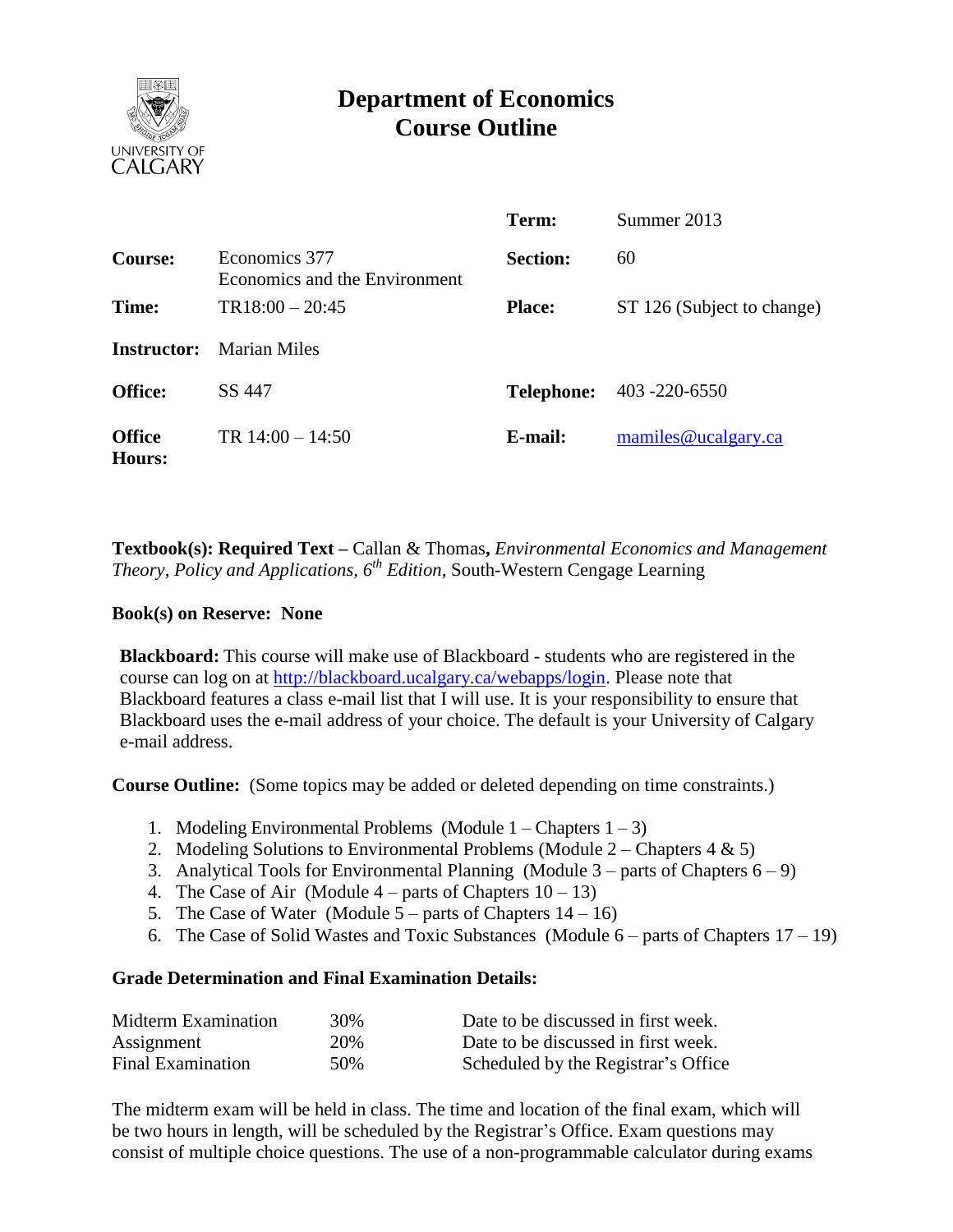UNIVERSITY OF CALGARY

# Department of Economics
# Course Outline

| | | | |
|---|---|---|---|
| | | **Term:** | Summer 2013 |
| **Course:** | Economics 377 Economics and the Environment | **Section:** | 60 |
| **Time:** | TR18:00 – 20:45 | **Place:** | ST 126 (Subject to change) |
| **Instructor:** | Marian Miles | | |
| **Office:** | SS 447 | **Telephone:** | 403 -220-6550 |
| **Office Hours:** | TR 14:00 – 14:50 | **E-mail:** | mamiles@ucalgary.ca |

**Textbook(s): Required Text –** Callan & Thomas**,** *Environmental Economics and Management Theory, Policy and Applications, 6th Edition,* South-Western Cengage Learning

**Book(s) on Reserve: None**

**Blackboard:** This course will make use of Blackboard - students who are registered in the course can log on at http://blackboard.ucalgary.ca/webapps/login. Please note that Blackboard features a class e-mail list that I will use. It is your responsibility to ensure that Blackboard uses the e-mail address of your choice. The default is your University of Calgary e-mail address.

**Course Outline:** (Some topics may be added or deleted depending on time constraints.)

1. Modeling Environmental Problems (Module 1 – Chapters 1 – 3)
2. Modeling Solutions to Environmental Problems (Module 2 – Chapters 4 & 5)
3. Analytical Tools for Environmental Planning (Module 3 – parts of Chapters 6 – 9)
4. The Case of Air (Module 4 – parts of Chapters 10 – 13)
5. The Case of Water (Module 5 – parts of Chapters 14 – 16)
6. The Case of Solid Wastes and Toxic Substances (Module 6 – parts of Chapters 17 – 19)

**Grade Determination and Final Examination Details:**

| | | |
|---|---|---|
| Midterm Examination | 30% | Date to be discussed in first week. |
| Assignment | 20% | Date to be discussed in first week. |
| Final Examination | 50% | Scheduled by the Registrar's Office |

The midterm exam will be held in class. The time and location of the final exam, which will be two hours in length, will be scheduled by the Registrar's Office. Exam questions may consist of multiple choice questions. The use of a non-programmable calculator during exams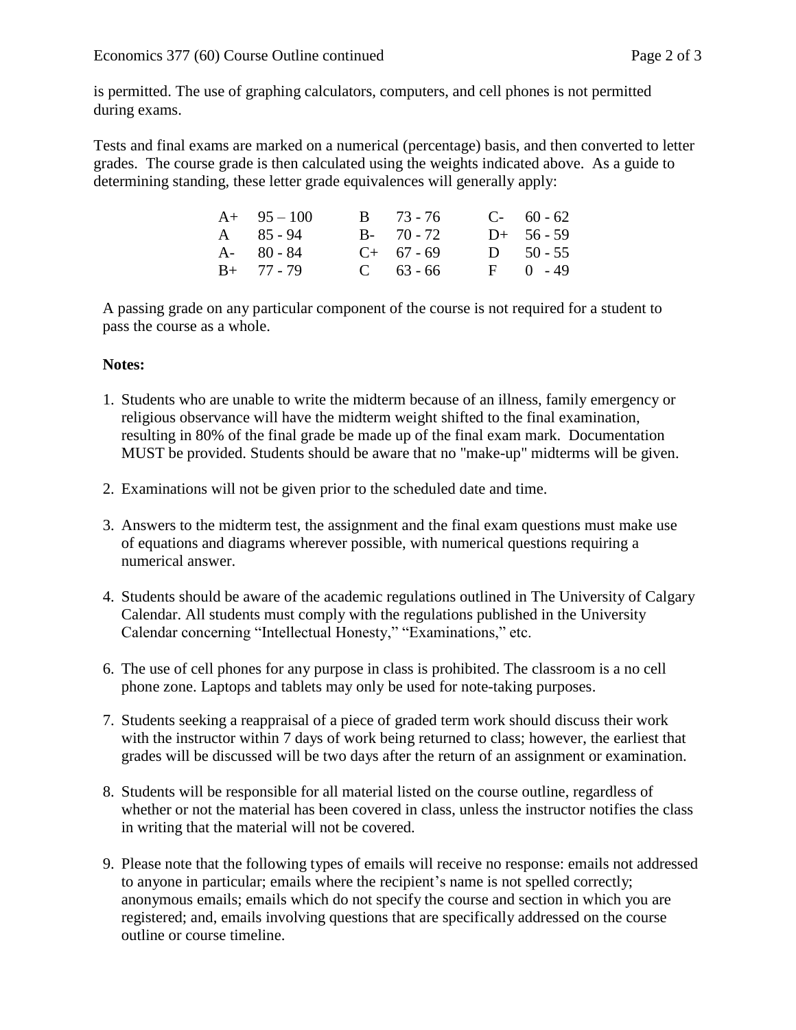is permitted. The use of graphing calculators, computers, and cell phones is not permitted during exams.

Tests and final exams are marked on a numerical (percentage) basis, and then converted to letter grades. The course grade is then calculated using the weights indicated above. As a guide to determining standing, these letter grade equivalences will generally apply:

| | | | | | |
|---|---|---|---|---|---|
| A+ | 95 – 100 | B | 73 - 76 | C- | 60 - 62 |
| A | 85 - 94 | B- | 70 - 72 | D+ | 56 - 59 |
| A- | 80 - 84 | C+ | 67 - 69 | D | 50 - 55 |
| B+ | 77 - 79 | C | 63 - 66 | F | 0 - 49 |

A passing grade on any particular component of the course is not required for a student to pass the course as a whole.

**Notes:**

1. Students who are unable to write the midterm because of an illness, family emergency or religious observance will have the midterm weight shifted to the final examination, resulting in 80% of the final grade be made up of the final exam mark. Documentation MUST be provided. Students should be aware that no "make-up" midterms will be given.

2. Examinations will not be given prior to the scheduled date and time.

3. Answers to the midterm test, the assignment and the final exam questions must make use of equations and diagrams wherever possible, with numerical questions requiring a numerical answer.

4. Students should be aware of the academic regulations outlined in The University of Calgary Calendar. All students must comply with the regulations published in the University Calendar concerning "Intellectual Honesty," "Examinations," etc.

6. The use of cell phones for any purpose in class is prohibited. The classroom is a no cell phone zone. Laptops and tablets may only be used for note-taking purposes.

7. Students seeking a reappraisal of a piece of graded term work should discuss their work with the instructor within 7 days of work being returned to class; however, the earliest that grades will be discussed will be two days after the return of an assignment or examination.

8. Students will be responsible for all material listed on the course outline, regardless of whether or not the material has been covered in class, unless the instructor notifies the class in writing that the material will not be covered.

9. Please note that the following types of emails will receive no response: emails not addressed to anyone in particular; emails where the recipient's name is not spelled correctly; anonymous emails; emails which do not specify the course and section in which you are registered; and, emails involving questions that are specifically addressed on the course outline or course timeline.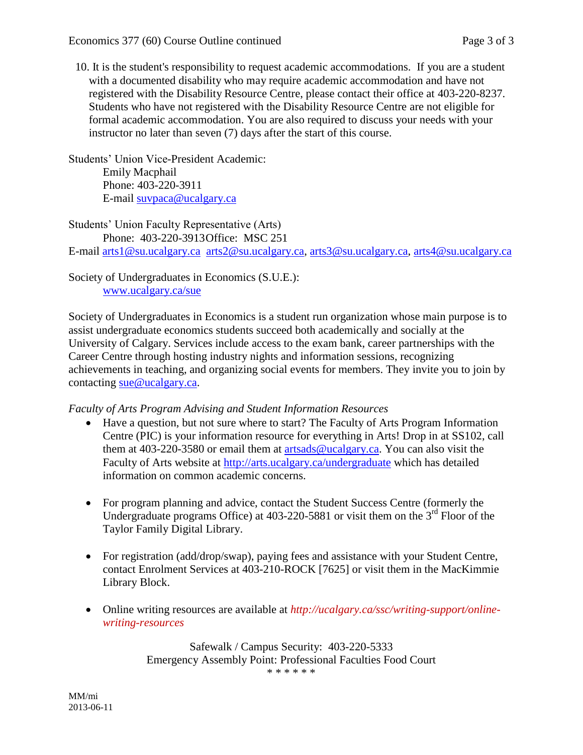10. It is the student's responsibility to request academic accommodations. If you are a student with a documented disability who may require academic accommodation and have not registered with the Disability Resource Centre, please contact their office at 403-220-8237. Students who have not registered with the Disability Resource Centre are not eligible for formal academic accommodation. You are also required to discuss your needs with your instructor no later than seven (7) days after the start of this course.

Students' Union Vice-President Academic:
Emily Macphail
Phone: 403-220-3911
E-mail suvpaca@ucalgary.ca

Students' Union Faculty Representative (Arts)
Phone: 403-220-3913Office: MSC 251
E-mail arts1@su.ucalgary.ca arts2@su.ucalgary.ca, arts3@su.ucalgary.ca, arts4@su.ucalgary.ca

Society of Undergraduates in Economics (S.U.E.):
www.ucalgary.ca/sue

Society of Undergraduates in Economics is a student run organization whose main purpose is to assist undergraduate economics students succeed both academically and socially at the University of Calgary. Services include access to the exam bank, career partnerships with the Career Centre through hosting industry nights and information sessions, recognizing achievements in teaching, and organizing social events for members. They invite you to join by contacting sue@ucalgary.ca.

*Faculty of Arts Program Advising and Student Information Resources*

- Have a question, but not sure where to start? The Faculty of Arts Program Information Centre (PIC) is your information resource for everything in Arts! Drop in at SS102, call them at 403-220-3580 or email them at artsads@ucalgary.ca. You can also visit the Faculty of Arts website at http://arts.ucalgary.ca/undergraduate which has detailed information on common academic concerns.

- For program planning and advice, contact the Student Success Centre (formerly the Undergraduate programs Office) at 403-220-5881 or visit them on the 3rd Floor of the Taylor Family Digital Library.

- For registration (add/drop/swap), paying fees and assistance with your Student Centre, contact Enrolment Services at 403-210-ROCK [7625] or visit them in the MacKimmie Library Block.

- Online writing resources are available at *http://ucalgary.ca/ssc/writing-support/online-writing-resources*

Safewalk / Campus Security: 403-220-5333
Emergency Assembly Point: Professional Faculties Food Court
* * * * * *

MM/mi
2013-06-11